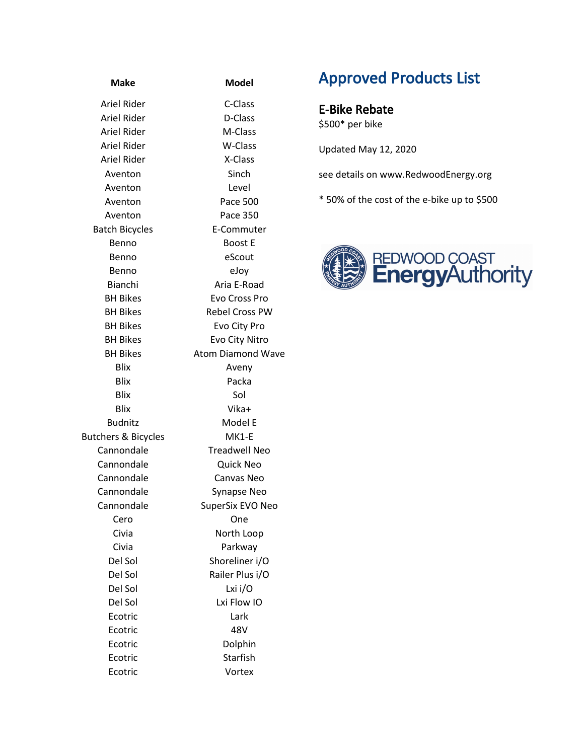# Approved Products List

## E-Bike Rebate

$500* per bike

Updated May 12, 2020

see details on www.RedwoodEnergy.org

* 50% of the cost of the e-bike up to $500

REDWOOD COAST EnergyAuthority

| Make | Model |
|---|---|
| Ariel Rider | C-Class |
| Ariel Rider | D-Class |
| Ariel Rider | M-Class |
| Ariel Rider | W-Class |
| Ariel Rider | X-Class |
| Aventon | Sinch |
| Aventon | Level |
| Aventon | Pace 500 |
| Aventon | Pace 350 |
| Batch Bicycles | E-Commuter |
| Benno | Boost E |
| Benno | eScout |
| Benno | eJoy |
| Bianchi | Aria E-Road |
| BH Bikes | Evo Cross Pro |
| BH Bikes | Rebel Cross PW |
| BH Bikes | Evo City Pro |
| BH Bikes | Evo City Nitro |
| BH Bikes | Atom Diamond Wave |
| Blix | Aveny |
| Blix | Packa |
| Blix | Sol |
| Blix | Vika+ |
| Budnitz | Model E |
| Butchers & Bicycles | MK1-E |
| Cannondale | Treadwell Neo |
| Cannondale | Quick Neo |
| Cannondale | Canvas Neo |
| Cannondale | Synapse Neo |
| Cannondale | SuperSix EVO Neo |
| Cero | One |
| Civia | North Loop |
| Civia | Parkway |
| Del Sol | Shoreliner i/O |
| Del Sol | Railer Plus i/O |
| Del Sol | Lxi i/O |
| Del Sol | Lxi Flow IO |
| Ecotric | Lark |
| Ecotric | 48V |
| Ecotric | Dolphin |
| Ecotric | Starfish |
| Ecotric | Vortex |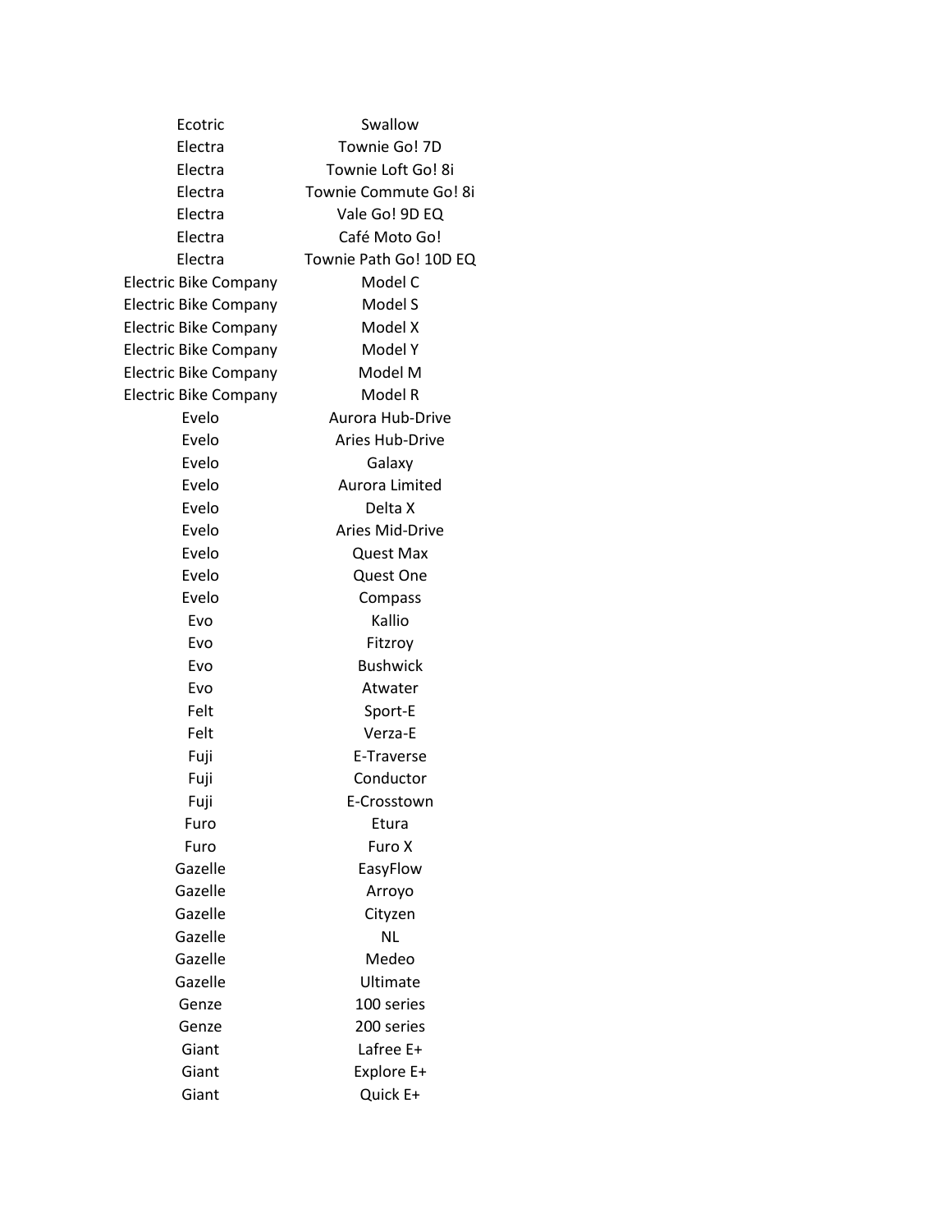| Ecotric | Swallow |
|---|---|
| Electra | Townie Go! 7D |
| Electra | Townie Loft Go! 8i |
| Electra | Townie Commute Go! 8i |
| Electra | Vale Go! 9D EQ |
| Electra | Café Moto Go! |
| Electra | Townie Path Go! 10D EQ |
| Electric Bike Company | Model C |
| Electric Bike Company | Model S |
| Electric Bike Company | Model X |
| Electric Bike Company | Model Y |
| Electric Bike Company | Model M |
| Electric Bike Company | Model R |
| Evelo | Aurora Hub-Drive |
| Evelo | Aries Hub-Drive |
| Evelo | Galaxy |
| Evelo | Aurora Limited |
| Evelo | Delta X |
| Evelo | Aries Mid-Drive |
| Evelo | Quest Max |
| Evelo | Quest One |
| Evelo | Compass |
| Evo | Kallio |
| Evo | Fitzroy |
| Evo | Bushwick |
| Evo | Atwater |
| Felt | Sport-E |
| Felt | Verza-E |
| Fuji | E-Traverse |
| Fuji | Conductor |
| Fuji | E-Crosstown |
| Furo | Etura |
| Furo | Furo X |
| Gazelle | EasyFlow |
| Gazelle | Arroyo |
| Gazelle | Cityzen |
| Gazelle | NL |
| Gazelle | Medeo |
| Gazelle | Ultimate |
| Genze | 100 series |
| Genze | 200 series |
| Giant | Lafree E+ |
| Giant | Explore E+ |
| Giant | Quick E+ |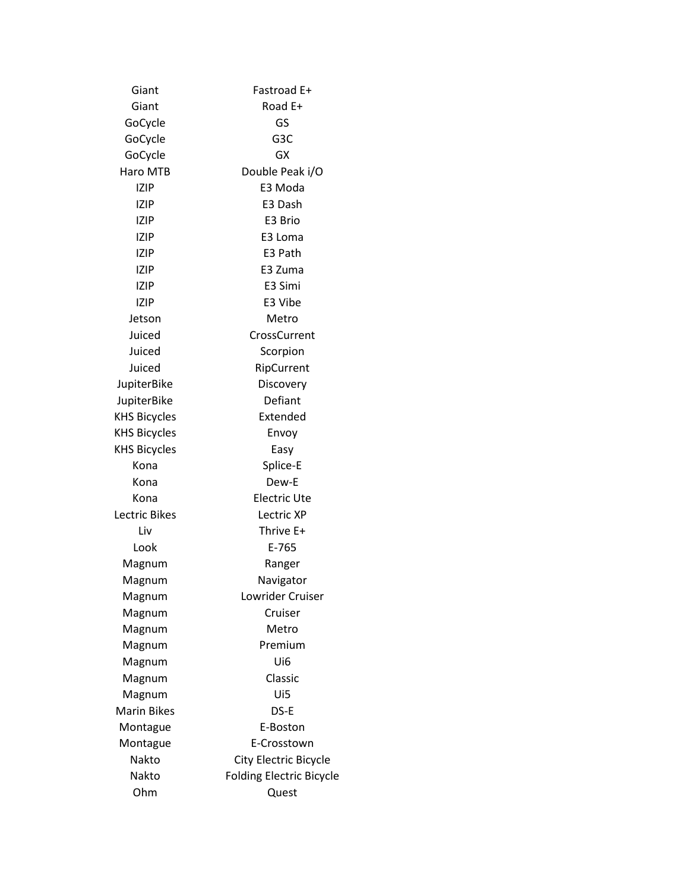| | |
|---|---|
| Giant | Fastroad E+ |
| Giant | Road E+ |
| GoCycle | GS |
| GoCycle | G3C |
| GoCycle | GX |
| Haro MTB | Double Peak i/O |
| IZIP | E3 Moda |
| IZIP | E3 Dash |
| IZIP | E3 Brio |
| IZIP | E3 Loma |
| IZIP | E3 Path |
| IZIP | E3 Zuma |
| IZIP | E3 Simi |
| IZIP | E3 Vibe |
| Jetson | Metro |
| Juiced | CrossCurrent |
| Juiced | Scorpion |
| Juiced | RipCurrent |
| JupiterBike | Discovery |
| JupiterBike | Defiant |
| KHS Bicycles | Extended |
| KHS Bicycles | Envoy |
| KHS Bicycles | Easy |
| Kona | Splice-E |
| Kona | Dew-E |
| Kona | Electric Ute |
| Lectric Bikes | Lectric XP |
| Liv | Thrive E+ |
| Look | E-765 |
| Magnum | Ranger |
| Magnum | Navigator |
| Magnum | Lowrider Cruiser |
| Magnum | Cruiser |
| Magnum | Metro |
| Magnum | Premium |
| Magnum | Ui6 |
| Magnum | Classic |
| Magnum | Ui5 |
| Marin Bikes | DS-E |
| Montague | E-Boston |
| Montague | E-Crosstown |
| Nakto | City Electric Bicycle |
| Nakto | Folding Electric Bicycle |
| Ohm | Quest |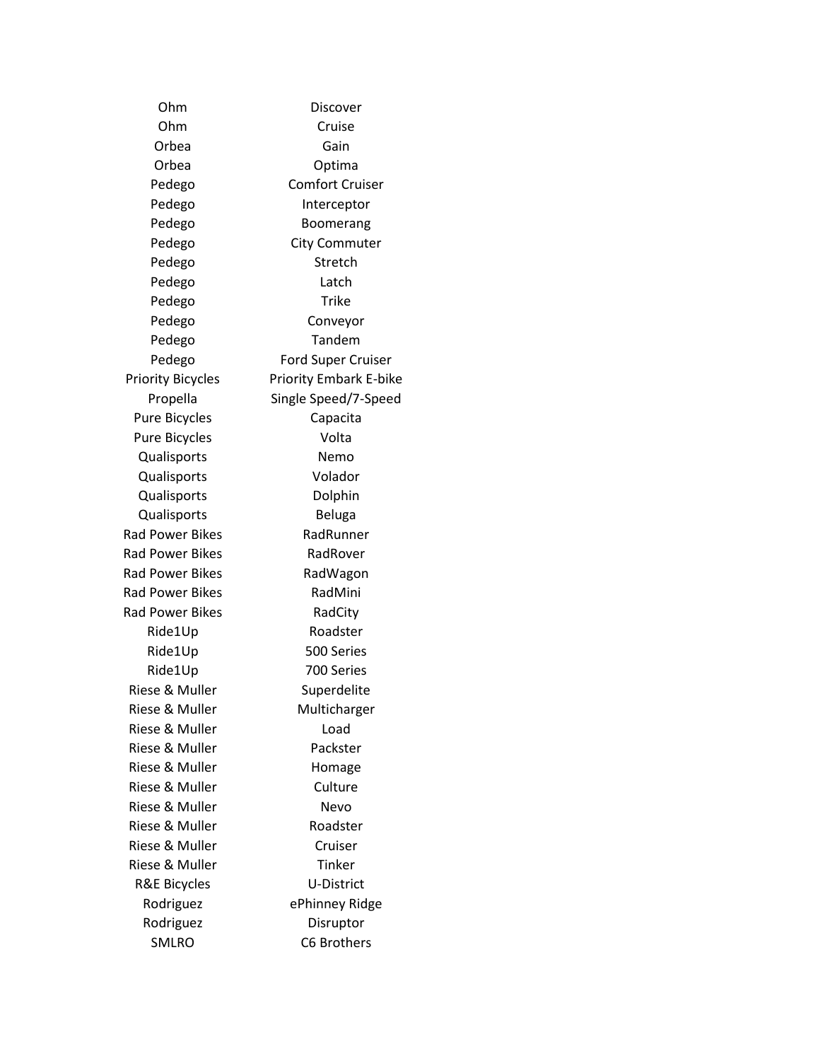| | |
|---|---|
| Ohm | Discover |
| Ohm | Cruise |
| Orbea | Gain |
| Orbea | Optima |
| Pedego | Comfort Cruiser |
| Pedego | Interceptor |
| Pedego | Boomerang |
| Pedego | City Commuter |
| Pedego | Stretch |
| Pedego | Latch |
| Pedego | Trike |
| Pedego | Conveyor |
| Pedego | Tandem |
| Pedego | Ford Super Cruiser |
| Priority Bicycles | Priority Embark E-bike |
| Propella | Single Speed/7-Speed |
| Pure Bicycles | Capacita |
| Pure Bicycles | Volta |
| Qualisports | Nemo |
| Qualisports | Volador |
| Qualisports | Dolphin |
| Qualisports | Beluga |
| Rad Power Bikes | RadRunner |
| Rad Power Bikes | RadRover |
| Rad Power Bikes | RadWagon |
| Rad Power Bikes | RadMini |
| Rad Power Bikes | RadCity |
| Ride1Up | Roadster |
| Ride1Up | 500 Series |
| Ride1Up | 700 Series |
| Riese & Muller | Superdelite |
| Riese & Muller | Multicharger |
| Riese & Muller | Load |
| Riese & Muller | Packster |
| Riese & Muller | Homage |
| Riese & Muller | Culture |
| Riese & Muller | Nevo |
| Riese & Muller | Roadster |
| Riese & Muller | Cruiser |
| Riese & Muller | Tinker |
| R&E Bicycles | U-District |
| Rodriguez | ePhinney Ridge |
| Rodriguez | Disruptor |
| SMLRO | C6 Brothers |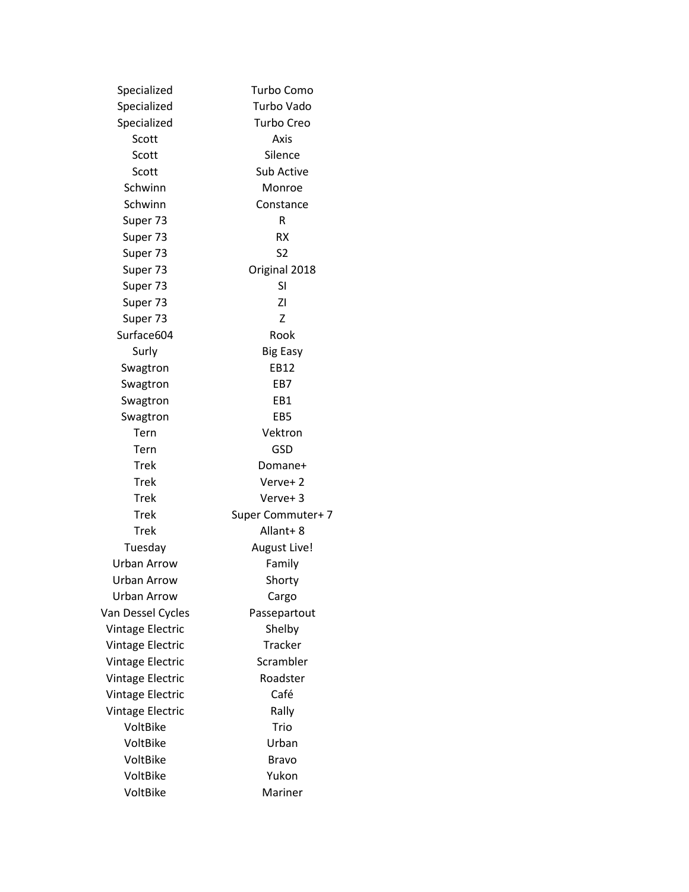| | |
|---|---|
| Specialized | Turbo Como |
| Specialized | Turbo Vado |
| Specialized | Turbo Creo |
| Scott | Axis |
| Scott | Silence |
| Scott | Sub Active |
| Schwinn | Monroe |
| Schwinn | Constance |
| Super 73 | R |
| Super 73 | RX |
| Super 73 | S2 |
| Super 73 | Original 2018 |
| Super 73 | SI |
| Super 73 | ZI |
| Super 73 | Z |
| Surface604 | Rook |
| Surly | Big Easy |
| Swagtron | EB12 |
| Swagtron | EB7 |
| Swagtron | EB1 |
| Swagtron | EB5 |
| Tern | Vektron |
| Tern | GSD |
| Trek | Domane+ |
| Trek | Verve+ 2 |
| Trek | Verve+ 3 |
| Trek | Super Commuter+ 7 |
| Trek | Allant+ 8 |
| Tuesday | August Live! |
| Urban Arrow | Family |
| Urban Arrow | Shorty |
| Urban Arrow | Cargo |
| Van Dessel Cycles | Passepartout |
| Vintage Electric | Shelby |
| Vintage Electric | Tracker |
| Vintage Electric | Scrambler |
| Vintage Electric | Roadster |
| Vintage Electric | Café |
| Vintage Electric | Rally |
| VoltBike | Trio |
| VoltBike | Urban |
| VoltBike | Bravo |
| VoltBike | Yukon |
| VoltBike | Mariner |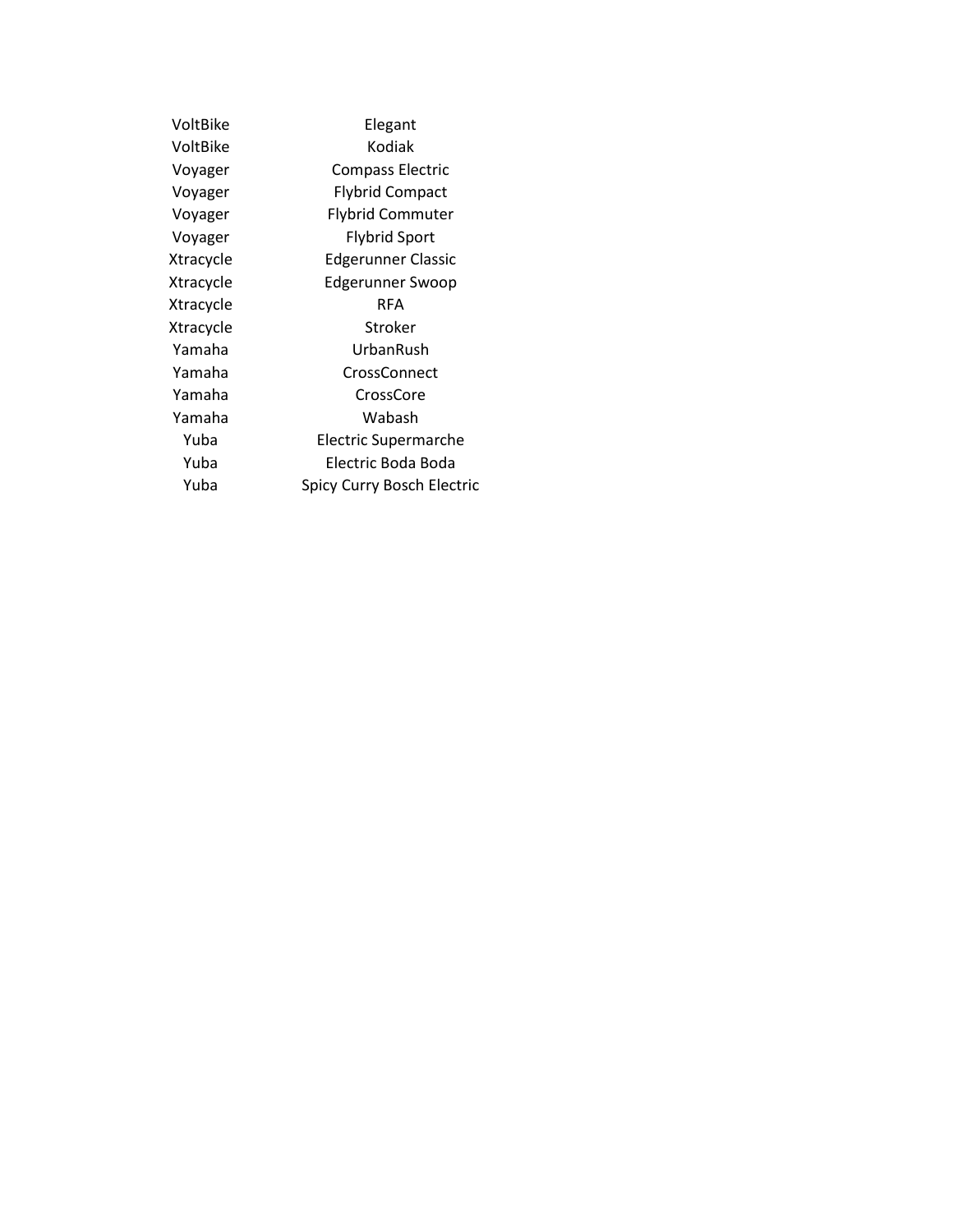| | |
|---|---|
| VoltBike | Elegant |
| VoltBike | Kodiak |
| Voyager | Compass Electric |
| Voyager | Flybrid Compact |
| Voyager | Flybrid Commuter |
| Voyager | Flybrid Sport |
| Xtracycle | Edgerunner Classic |
| Xtracycle | Edgerunner Swoop |
| Xtracycle | RFA |
| Xtracycle | Stroker |
| Yamaha | UrbanRush |
| Yamaha | CrossConnect |
| Yamaha | CrossCore |
| Yamaha | Wabash |
| Yuba | Electric Supermarche |
| Yuba | Electric Boda Boda |
| Yuba | Spicy Curry Bosch Electric |